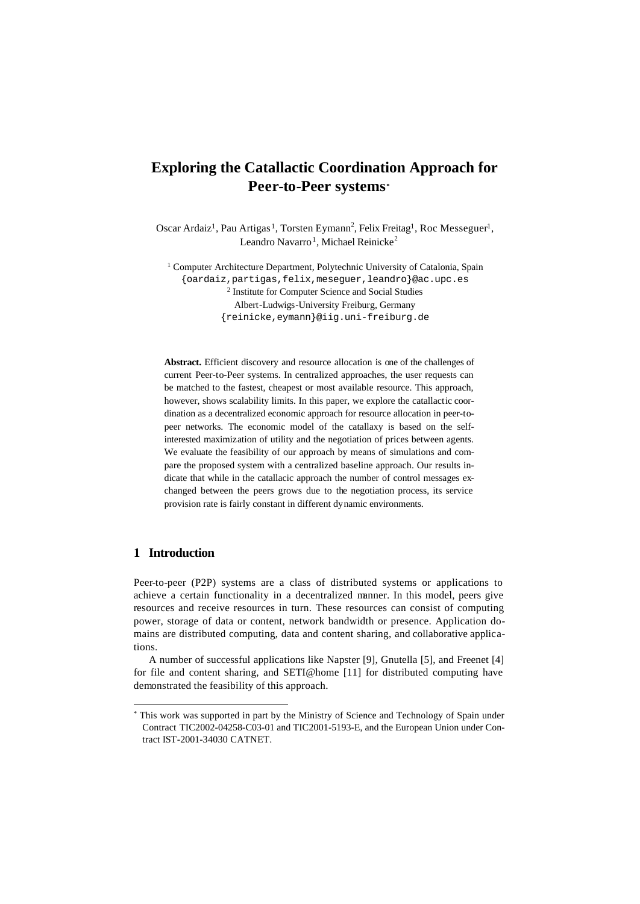# Exploring the Catallactic Coordination Approach for Peer-to-Peer systems*

Oscar Ardaiz[1], Pau Artigas[1], Torsten Eymann[2], Felix Freitag[1], Roc Messeguer[1], Leandro Navarro[1], Michael Reinicke[2]

[1] Computer Architecture Department, Polytechnic University of Catalonia, Spain
{oardaiz,partigas,felix,meseguer,leandro}@ac.upc.es
[2] Institute for Computer Science and Social Studies
Albert-Ludwigs-University Freiburg, Germany
{reinicke,eymann}@iig.uni-freiburg.de

**Abstract.** Efficient discovery and resource allocation is one of the challenges of current Peer-to-Peer systems. In centralized approaches, the user requests can be matched to the fastest, cheapest or most available resource. This approach, however, shows scalability limits. In this paper, we explore the catallactic coordination as a decentralized economic approach for resource allocation in peer-to-peer networks. The economic model of the catallaxy is based on the self-interested maximization of utility and the negotiation of prices between agents. We evaluate the feasibility of our approach by means of simulations and compare the proposed system with a centralized baseline approach. Our results indicate that while in the catallacic approach the number of control messages exchanged between the peers grows due to the negotiation process, its service provision rate is fairly constant in different dynamic environments.

## 1 Introduction

Peer-to-peer (P2P) systems are a class of distributed systems or applications to achieve a certain functionality in a decentralized manner. In this model, peers give resources and receive resources in turn. These resources can consist of computing power, storage of data or content, network bandwidth or presence. Application domains are distributed computing, data and content sharing, and collaborative applications.

A number of successful applications like Napster [9], Gnutella [5], and Freenet [4] for file and content sharing, and SETI@home [11] for distributed computing have demonstrated the feasibility of this approach.

---

* This work was supported in part by the Ministry of Science and Technology of Spain under Contract TIC2002-04258-C03-01 and TIC2001-5193-E, and the European Union under Contract IST-2001-34030 CATNET.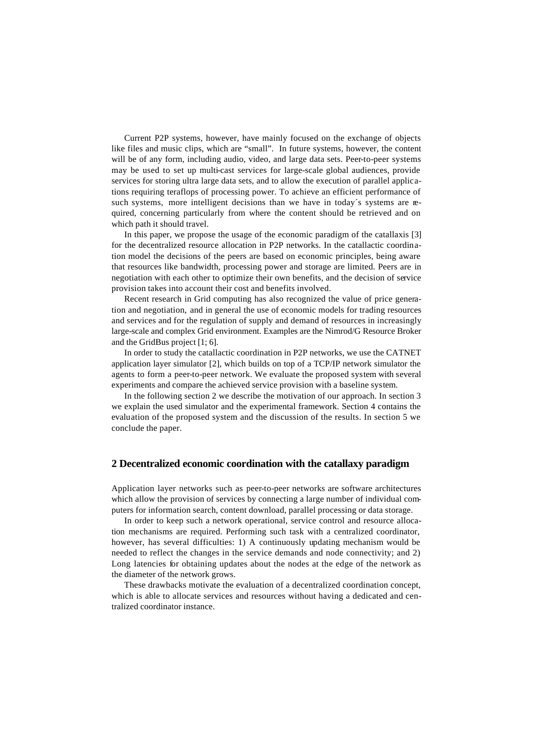Current P2P systems, however, have mainly focused on the exchange of objects like files and music clips, which are "small". In future systems, however, the content will be of any form, including audio, video, and large data sets. Peer-to-peer systems may be used to set up multi-cast services for large-scale global audiences, provide services for storing ultra large data sets, and to allow the execution of parallel applications requiring teraflops of processing power. To achieve an efficient performance of such systems, more intelligent decisions than we have in today´s systems are required, concerning particularly from where the content should be retrieved and on which path it should travel.

In this paper, we propose the usage of the economic paradigm of the catallaxis [3] for the decentralized resource allocation in P2P networks. In the catallactic coordination model the decisions of the peers are based on economic principles, being aware that resources like bandwidth, processing power and storage are limited. Peers are in negotiation with each other to optimize their own benefits, and the decision of service provision takes into account their cost and benefits involved.

Recent research in Grid computing has also recognized the value of price generation and negotiation, and in general the use of economic models for trading resources and services and for the regulation of supply and demand of resources in increasingly large-scale and complex Grid environment. Examples are the Nimrod/G Resource Broker and the GridBus project [1; 6].

In order to study the catallactic coordination in P2P networks, we use the CATNET application layer simulator [2], which builds on top of a TCP/IP network simulator the agents to form a peer-to-peer network. We evaluate the proposed system with several experiments and compare the achieved service provision with a baseline system.

In the following section 2 we describe the motivation of our approach. In section 3 we explain the used simulator and the experimental framework. Section 4 contains the evaluation of the proposed system and the discussion of the results. In section 5 we conclude the paper.

## 2 Decentralized economic coordination with the catallaxy paradigm

Application layer networks such as peer-to-peer networks are software architectures which allow the provision of services by connecting a large number of individual computers for information search, content download, parallel processing or data storage.

In order to keep such a network operational, service control and resource allocation mechanisms are required. Performing such task with a centralized coordinator, however, has several difficulties: 1) A continuously updating mechanism would be needed to reflect the changes in the service demands and node connectivity; and 2) Long latencies for obtaining updates about the nodes at the edge of the network as the diameter of the network grows.

These drawbacks motivate the evaluation of a decentralized coordination concept, which is able to allocate services and resources without having a dedicated and centralized coordinator instance.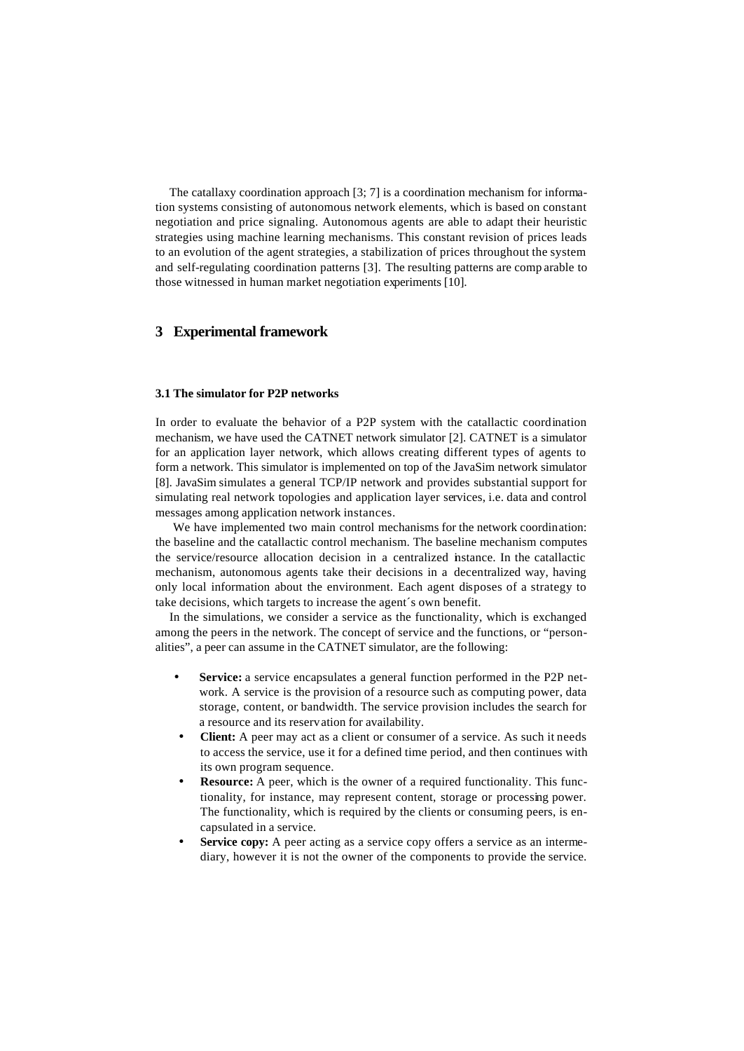The catallaxy coordination approach [3; 7] is a coordination mechanism for information systems consisting of autonomous network elements, which is based on constant negotiation and price signaling. Autonomous agents are able to adapt their heuristic strategies using machine learning mechanisms. This constant revision of prices leads to an evolution of the agent strategies, a stabilization of prices throughout the system and self-regulating coordination patterns [3]. The resulting patterns are comparable to those witnessed in human market negotiation experiments [10].

## 3 Experimental framework

### 3.1 The simulator for P2P networks

In order to evaluate the behavior of a P2P system with the catallactic coordination mechanism, we have used the CATNET network simulator [2]. CATNET is a simulator for an application layer network, which allows creating different types of agents to form a network. This simulator is implemented on top of the JavaSim network simulator [8]. JavaSim simulates a general TCP/IP network and provides substantial support for simulating real network topologies and application layer services, i.e. data and control messages among application network instances.

We have implemented two main control mechanisms for the network coordination: the baseline and the catallactic control mechanism. The baseline mechanism computes the service/resource allocation decision in a centralized instance. In the catallactic mechanism, autonomous agents take their decisions in a decentralized way, having only local information about the environment. Each agent disposes of a strategy to take decisions, which targets to increase the agent´s own benefit.

In the simulations, we consider a service as the functionality, which is exchanged among the peers in the network. The concept of service and the functions, or "personalities", a peer can assume in the CATNET simulator, are the following:

- **Service:** a service encapsulates a general function performed in the P2P network. A service is the provision of a resource such as computing power, data storage, content, or bandwidth. The service provision includes the search for a resource and its reservation for availability.
- **Client:** A peer may act as a client or consumer of a service. As such it needs to access the service, use it for a defined time period, and then continues with its own program sequence.
- **Resource:** A peer, which is the owner of a required functionality. This functionality, for instance, may represent content, storage or processing power. The functionality, which is required by the clients or consuming peers, is encapsulated in a service.
- **Service copy:** A peer acting as a service copy offers a service as an intermediary, however it is not the owner of the components to provide the service.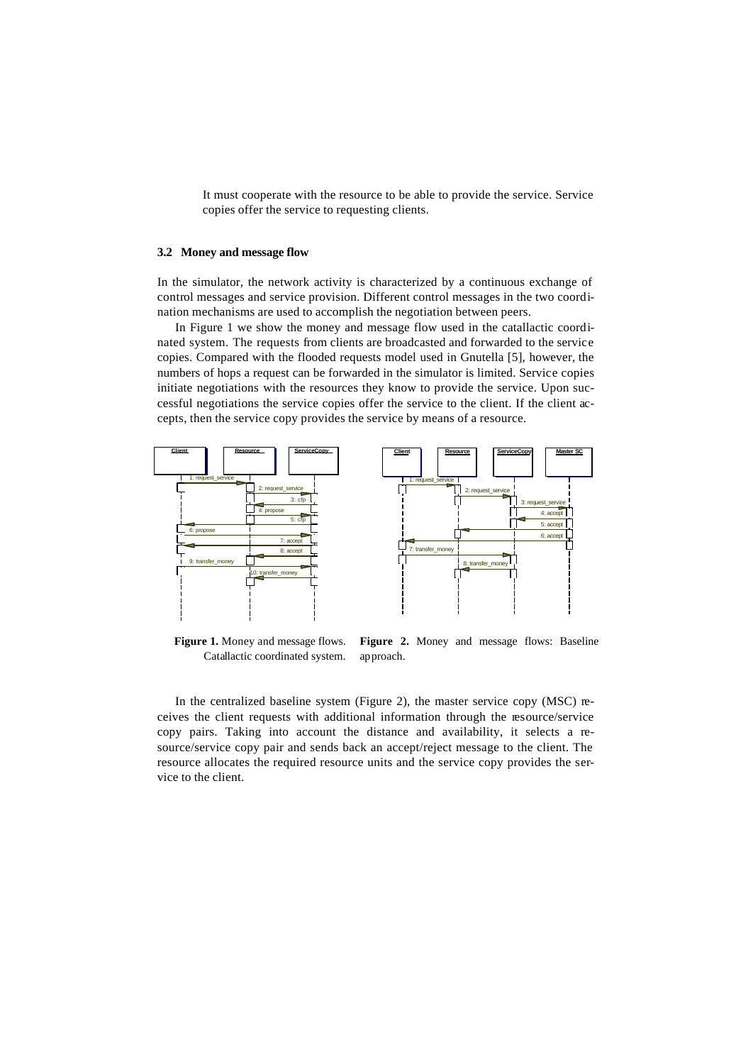It must cooperate with the resource to be able to provide the service. Service copies offer the service to requesting clients.

### 3.2 Money and message flow

In the simulator, the network activity is characterized by a continuous exchange of control messages and service provision. Different control messages in the two coordination mechanisms are used to accomplish the negotiation between peers.

In Figure 1 we show the money and message flow used in the catallactic coordinated system. The requests from clients are broadcasted and forwarded to the service copies. Compared with the flooded requests model used in Gnutella [5], however, the numbers of hops a request can be forwarded in the simulator is limited. Service copies initiate negotiations with the resources they know to provide the service. Upon successful negotiations the service copies offer the service to the client. If the client accepts, then the service copy provides the service by means of a resource.

**Figure 1.** Money and message flows. Catallactic coordinated system.

**Figure 2.** Money and message flows: Baseline approach.

In the centralized baseline system (Figure 2), the master service copy (MSC) receives the client requests with additional information through the resource/service copy pairs. Taking into account the distance and availability, it selects a resource/service copy pair and sends back an accept/reject message to the client. The resource allocates the required resource units and the service copy provides the service to the client.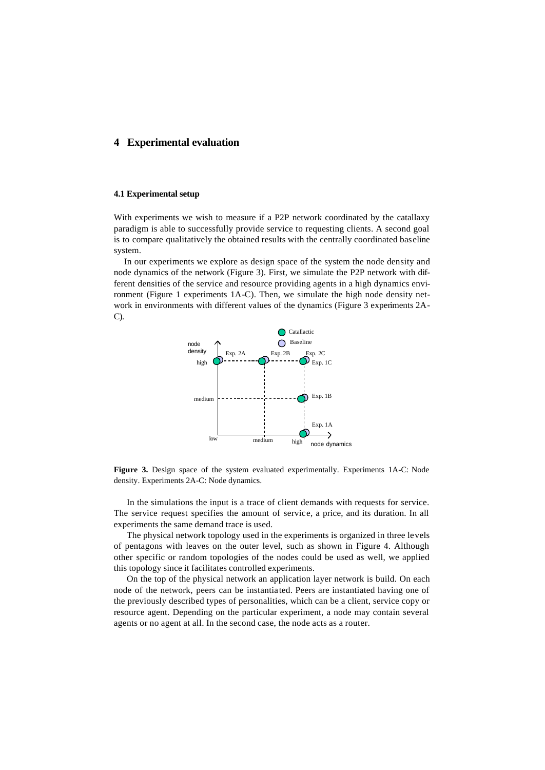# 4 Experimental evaluation

### 4.1 Experimental setup

With experiments we wish to measure if a P2P network coordinated by the catallaxy paradigm is able to successfully provide service to requesting clients. A second goal is to compare qualitatively the obtained results with the centrally coordinated baseline system.

In our experiments we explore as design space of the system the node density and node dynamics of the network (Figure 3). First, we simulate the P2P network with different densities of the service and resource providing agents in a high dynamics environment (Figure 1 experiments 1A-C). Then, we simulate the high node density network in environments with different values of the dynamics (Figure 3 experiments 2A-C).

**Figure 3.** Design space of the system evaluated experimentally. Experiments 1A-C: Node density. Experiments 2A-C: Node dynamics.

In the simulations the input is a trace of client demands with requests for service. The service request specifies the amount of service, a price, and its duration. In all experiments the same demand trace is used.

The physical network topology used in the experiments is organized in three levels of pentagons with leaves on the outer level, such as shown in Figure 4. Although other specific or random topologies of the nodes could be used as well, we applied this topology since it facilitates controlled experiments.

On the top of the physical network an application layer network is build. On each node of the network, peers can be instantiated. Peers are instantiated having one of the previously described types of personalities, which can be a client, service copy or resource agent. Depending on the particular experiment, a node may contain several agents or no agent at all. In the second case, the node acts as a router.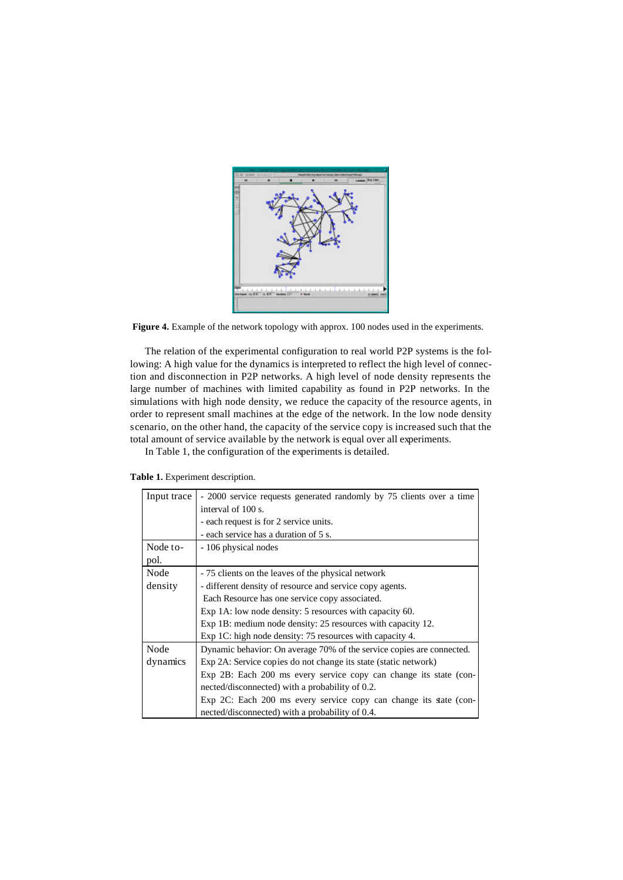**Figure 4.** Example of the network topology with approx. 100 nodes used in the experiments.

The relation of the experimental configuration to real world P2P systems is the following: A high value for the dynamics is interpreted to reflect the high level of connection and disconnection in P2P networks. A high level of node density represents the large number of machines with limited capability as found in P2P networks. In the simulations with high node density, we reduce the capacity of the resource agents, in order to represent small machines at the edge of the network. In the low node density scenario, on the other hand, the capacity of the service copy is increased such that the total amount of service available by the network is equal over all experiments.

In Table 1, the configuration of the experiments is detailed.

**Table 1.** Experiment description.

| | |
|---|---|
| Input trace | - 2000 service requests generated randomly by 75 clients over a time interval of 100 s.<br>- each request is for 2 service units.<br>- each service has a duration of 5 s. |
| Node topol. | - 106 physical nodes |
| Node density | - 75 clients on the leaves of the physical network<br>- different density of resource and service copy agents.<br>Each Resource has one service copy associated.<br>Exp 1A: low node density: 5 resources with capacity 60.<br>Exp 1B: medium node density: 25 resources with capacity 12.<br>Exp 1C: high node density: 75 resources with capacity 4. |
| Node dynamics | Dynamic behavior: On average 70% of the service copies are connected.<br>Exp 2A: Service copies do not change its state (static network)<br>Exp 2B: Each 200 ms every service copy can change its state (connected/disconnected) with a probability of 0.2.<br>Exp 2C: Each 200 ms every service copy can change its state (connected/disconnected) with a probability of 0.4. |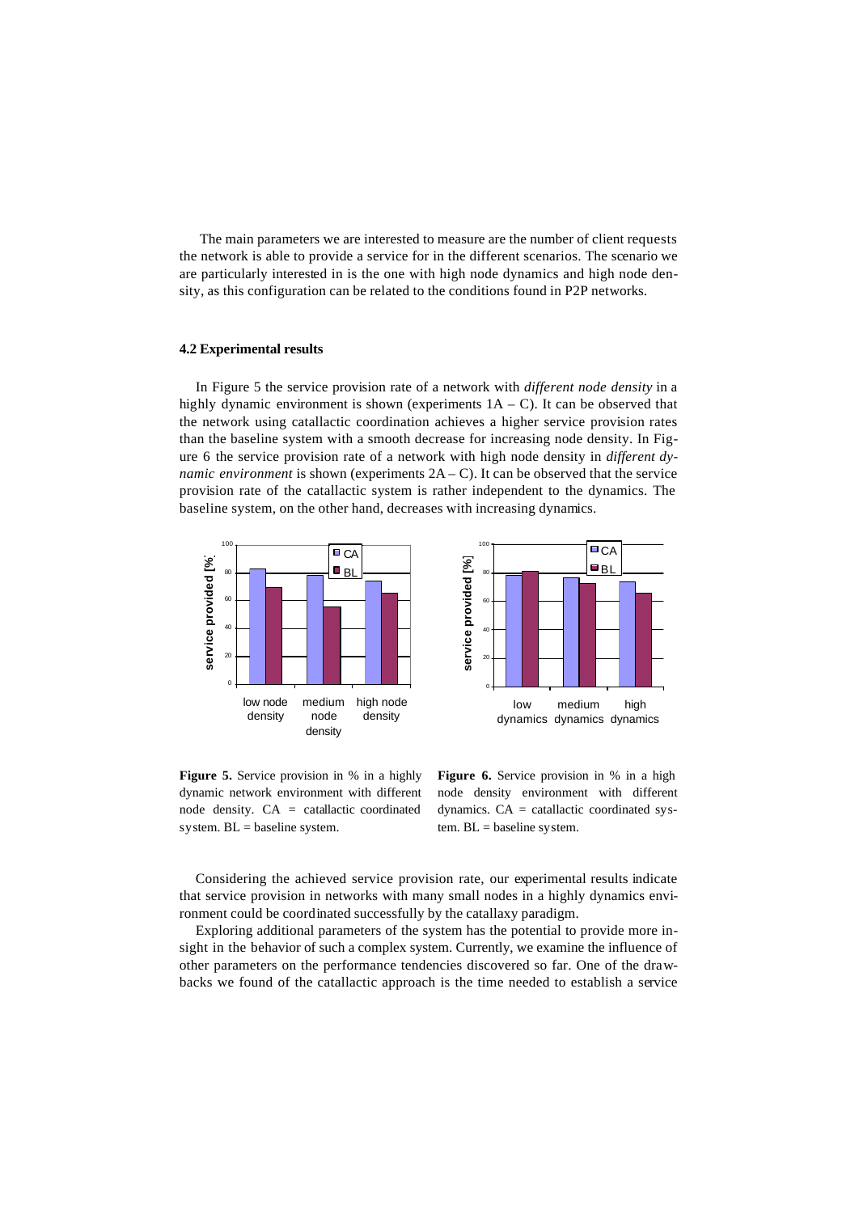The main parameters we are interested to measure are the number of client requests the network is able to provide a service for in the different scenarios. The scenario we are particularly interested in is the one with high node dynamics and high node density, as this configuration can be related to the conditions found in P2P networks.

### 4.2 Experimental results

In Figure 5 the service provision rate of a network with *different node density* in a highly dynamic environment is shown (experiments 1A – C). It can be observed that the network using catallactic coordination achieves a higher service provision rates than the baseline system with a smooth decrease for increasing node density. In Figure 6 the service provision rate of a network with high node density in *different dynamic environment* is shown (experiments 2A – C). It can be observed that the service provision rate of the catallactic system is rather independent to the dynamics. The baseline system, on the other hand, decreases with increasing dynamics.

**Figure 5.** Service provision in % in a highly dynamic network environment with different node density. CA = catallactic coordinated system. BL = baseline system.

**Figure 6.** Service provision in % in a high node density environment with different dynamics. CA = catallactic coordinated system. BL = baseline system.

Considering the achieved service provision rate, our experimental results indicate that service provision in networks with many small nodes in a highly dynamics environment could be coordinated successfully by the catallaxy paradigm.

Exploring additional parameters of the system has the potential to provide more insight in the behavior of such a complex system. Currently, we examine the influence of other parameters on the performance tendencies discovered so far. One of the drawbacks we found of the catallactic approach is the time needed to establish a service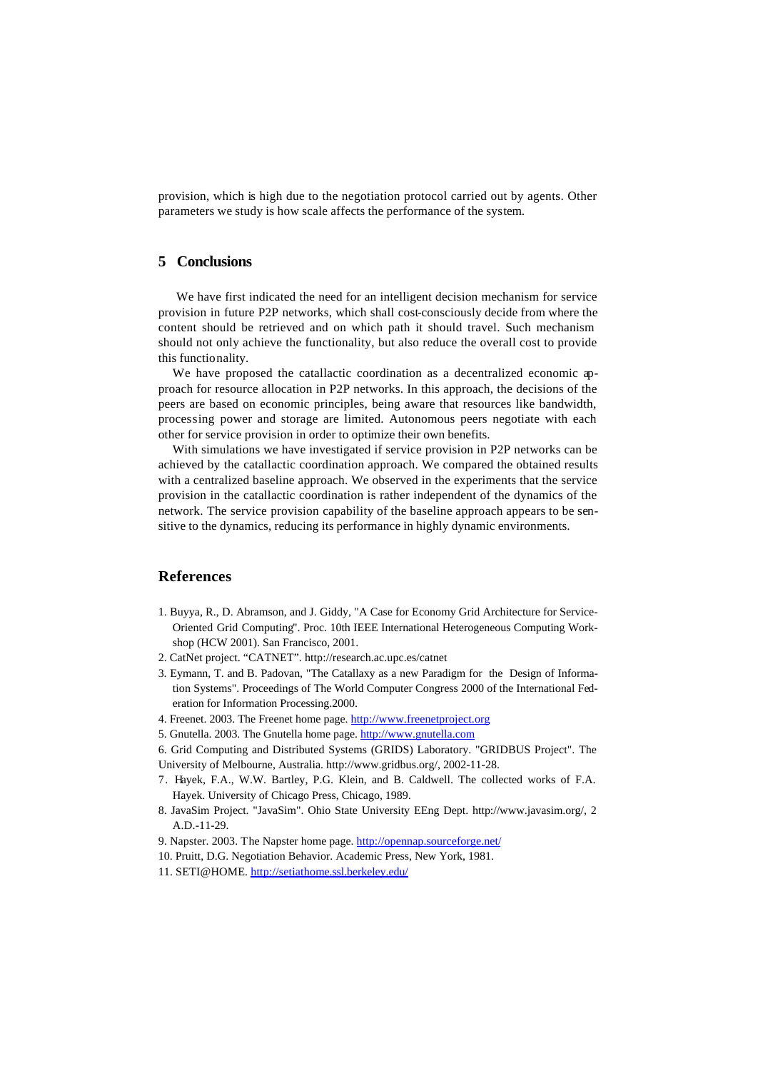provision, which is high due to the negotiation protocol carried out by agents. Other parameters we study is how scale affects the performance of the system.

## 5 Conclusions

We have first indicated the need for an intelligent decision mechanism for service provision in future P2P networks, which shall cost-consciously decide from where the content should be retrieved and on which path it should travel. Such mechanism should not only achieve the functionality, but also reduce the overall cost to provide this functionality.

We have proposed the catallactic coordination as a decentralized economic approach for resource allocation in P2P networks. In this approach, the decisions of the peers are based on economic principles, being aware that resources like bandwidth, processing power and storage are limited. Autonomous peers negotiate with each other for service provision in order to optimize their own benefits.

With simulations we have investigated if service provision in P2P networks can be achieved by the catallactic coordination approach. We compared the obtained results with a centralized baseline approach. We observed in the experiments that the service provision in the catallactic coordination is rather independent of the dynamics of the network. The service provision capability of the baseline approach appears to be sensitive to the dynamics, reducing its performance in highly dynamic environments.

## References

1. Buyya, R., D. Abramson, and J. Giddy, "A Case for Economy Grid Architecture for Service-Oriented Grid Computing". Proc. 10th IEEE International Heterogeneous Computing Workshop (HCW 2001). San Francisco, 2001.
2. CatNet project. “CATNET”. http://research.ac.upc.es/catnet
3. Eymann, T. and B. Padovan, "The Catallaxy as a new Paradigm for the Design of Information Systems". Proceedings of The World Computer Congress 2000 of the International Federation for Information Processing.2000.
4. Freenet. 2003. The Freenet home page. http://www.freenetproject.org
5. Gnutella. 2003. The Gnutella home page. http://www.gnutella.com
6. Grid Computing and Distributed Systems (GRIDS) Laboratory. "GRIDBUS Project". The University of Melbourne, Australia. http://www.gridbus.org/, 2002-11-28.
7. Hayek, F.A., W.W. Bartley, P.G. Klein, and B. Caldwell. The collected works of F.A. Hayek. University of Chicago Press, Chicago, 1989.
8. JavaSim Project. "JavaSim". Ohio State University EEng Dept. http://www.javasim.org/, 2 A.D.-11-29.
9. Napster. 2003. The Napster home page. http://opennap.sourceforge.net/
10. Pruitt, D.G. Negotiation Behavior. Academic Press, New York, 1981.
11. SETI@HOME. http://setiathome.ssl.berkeley.edu/